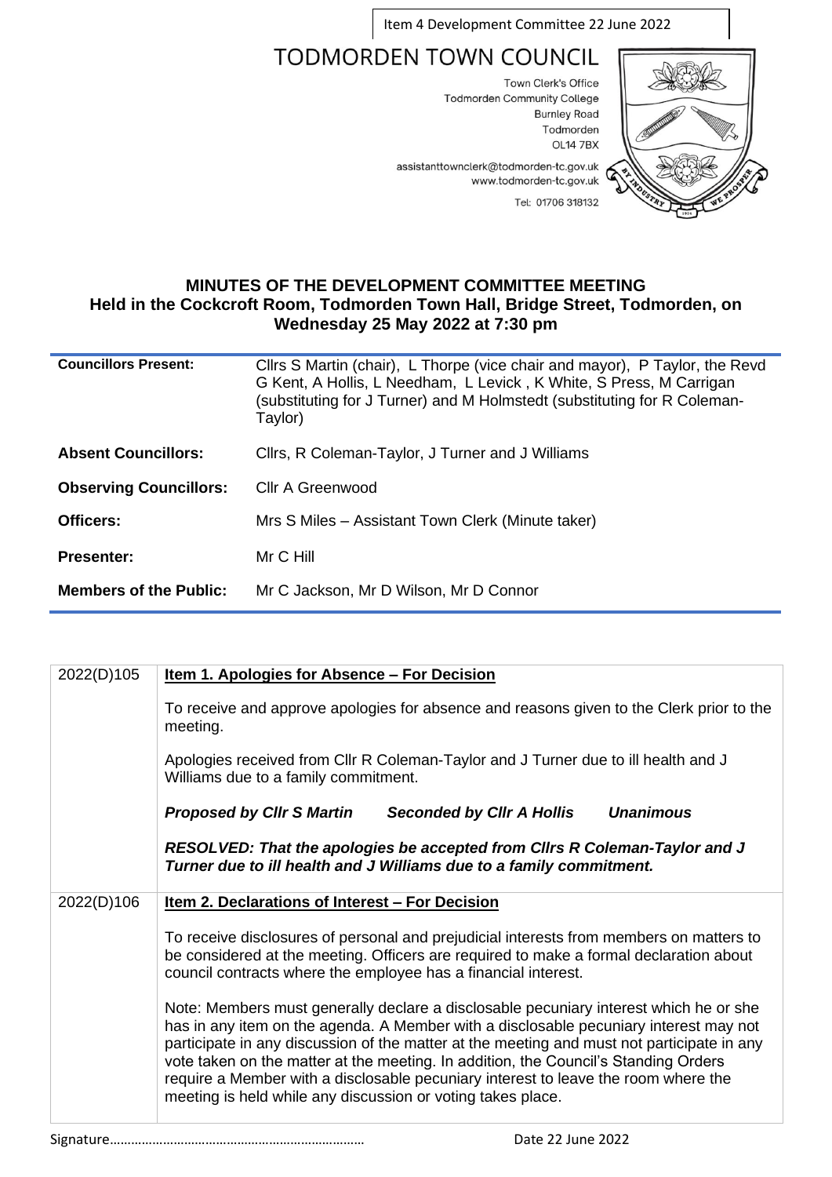Item 4 Development Committee 22 June 2022

# TODMORDEN TOWN COUNCIL

Town Clerk's Office
Todmorden Community College
Burnley Road
Todmorden
OL14 7BX

assistanttownclerk@todmorden-tc.gov.uk
www.todmorden-tc.gov.uk

Tel: 01706 318132

## MINUTES OF THE DEVELOPMENT COMMITTEE MEETING
## Held in the Cockcroft Room, Todmorden Town Hall, Bridge Street, Todmorden, on Wednesday 25 May 2022 at 7:30 pm

| | |
|---|---|
| **Councillors Present:** | Cllrs S Martin (chair), L Thorpe (vice chair and mayor), P Taylor, the Revd G Kent, A Hollis, L Needham, L Levick , K White, S Press, M Carrigan (substituting for J Turner) and M Holmstedt (substituting for R Coleman-Taylor) |
| **Absent Councillors:** | Cllrs, R Coleman-Taylor, J Turner and J Williams |
| **Observing Councillors:** | Cllr A Greenwood |
| **Officers:** | Mrs S Miles – Assistant Town Clerk (Minute taker) |
| **Presenter:** | Mr C Hill |
| **Members of the Public:** | Mr C Jackson, Mr D Wilson, Mr D Connor |

| | |
|---|---|
| 2022(D)105 | **Item 1. Apologies for Absence – For Decision**<br><br>To receive and approve apologies for absence and reasons given to the Clerk prior to the meeting.<br><br>Apologies received from Cllr R Coleman-Taylor and J Turner due to ill health and J Williams due to a family commitment.<br><br>***Proposed by Cllr S Martin Seconded by Cllr A Hollis Unanimous***<br><br>***RESOLVED: That the apologies be accepted from Cllrs R Coleman-Taylor and J Turner due to ill health and J Williams due to a family commitment.*** |
| 2022(D)106 | **Item 2. Declarations of Interest – For Decision**<br><br>To receive disclosures of personal and prejudicial interests from members on matters to be considered at the meeting. Officers are required to make a formal declaration about council contracts where the employee has a financial interest.<br><br>Note: Members must generally declare a disclosable pecuniary interest which he or she has in any item on the agenda. A Member with a disclosable pecuniary interest may not participate in any discussion of the matter at the meeting and must not participate in any vote taken on the matter at the meeting. In addition, the Council's Standing Orders require a Member with a disclosable pecuniary interest to leave the room where the meeting is held while any discussion or voting takes place. |

Signature……………………………………………………………… Date 22 June 2022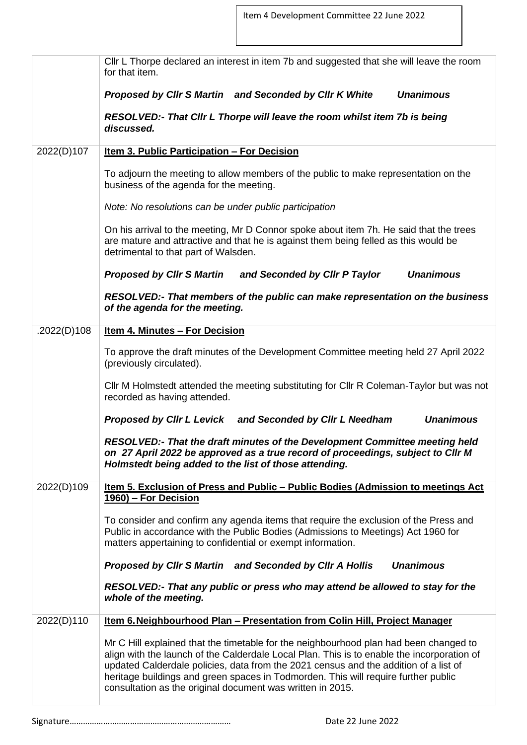| | |
|---|---|
| | Cllr L Thorpe declared an interest in item 7b and suggested that she will leave the room for that item.<br><br>***Proposed by Cllr S Martin and Seconded by Cllr K White Unanimous***<br><br>***RESOLVED:- That Cllr L Thorpe will leave the room whilst item 7b is being discussed.*** |
| 2022(D)107 | **Item 3. Public Participation – For Decision**<br><br>To adjourn the meeting to allow members of the public to make representation on the business of the agenda for the meeting.<br><br>*Note: No resolutions can be under public participation*<br><br>On his arrival to the meeting, Mr D Connor spoke about item 7h. He said that the trees are mature and attractive and that he is against them being felled as this would be detrimental to that part of Walsden.<br><br>***Proposed by Cllr S Martin and Seconded by Cllr P Taylor Unanimous***<br><br>***RESOLVED:- That members of the public can make representation on the business of the agenda for the meeting.*** |
| .2022(D)108 | **Item 4. Minutes – For Decision**<br><br>To approve the draft minutes of the Development Committee meeting held 27 April 2022 (previously circulated).<br><br>Cllr M Holmstedt attended the meeting substituting for Cllr R Coleman-Taylor but was not recorded as having attended.<br><br>***Proposed by Cllr L Levick and Seconded by Cllr L Needham Unanimous***<br><br>***RESOLVED:- That the draft minutes of the Development Committee meeting held on 27 April 2022 be approved as a true record of proceedings, subject to Cllr M Holmstedt being added to the list of those attending.*** |
| 2022(D)109 | **Item 5. Exclusion of Press and Public – Public Bodies (Admission to meetings Act 1960) – For Decision**<br><br>To consider and confirm any agenda items that require the exclusion of the Press and Public in accordance with the Public Bodies (Admissions to Meetings) Act 1960 for matters appertaining to confidential or exempt information.<br><br>***Proposed by Cllr S Martin and Seconded by Cllr A Hollis Unanimous***<br><br>***RESOLVED:- That any public or press who may attend be allowed to stay for the whole of the meeting.*** |
| 2022(D)110 | **Item 6. Neighbourhood Plan – Presentation from Colin Hill, Project Manager**<br><br>Mr C Hill explained that the timetable for the neighbourhood plan had been changed to align with the launch of the Calderdale Local Plan. This is to enable the incorporation of updated Calderdale policies, data from the 2021 census and the addition of a list of heritage buildings and green spaces in Todmorden. This will require further public consultation as the original document was written in 2015. |

Signature……………………………………………………………… Date 22 June 2022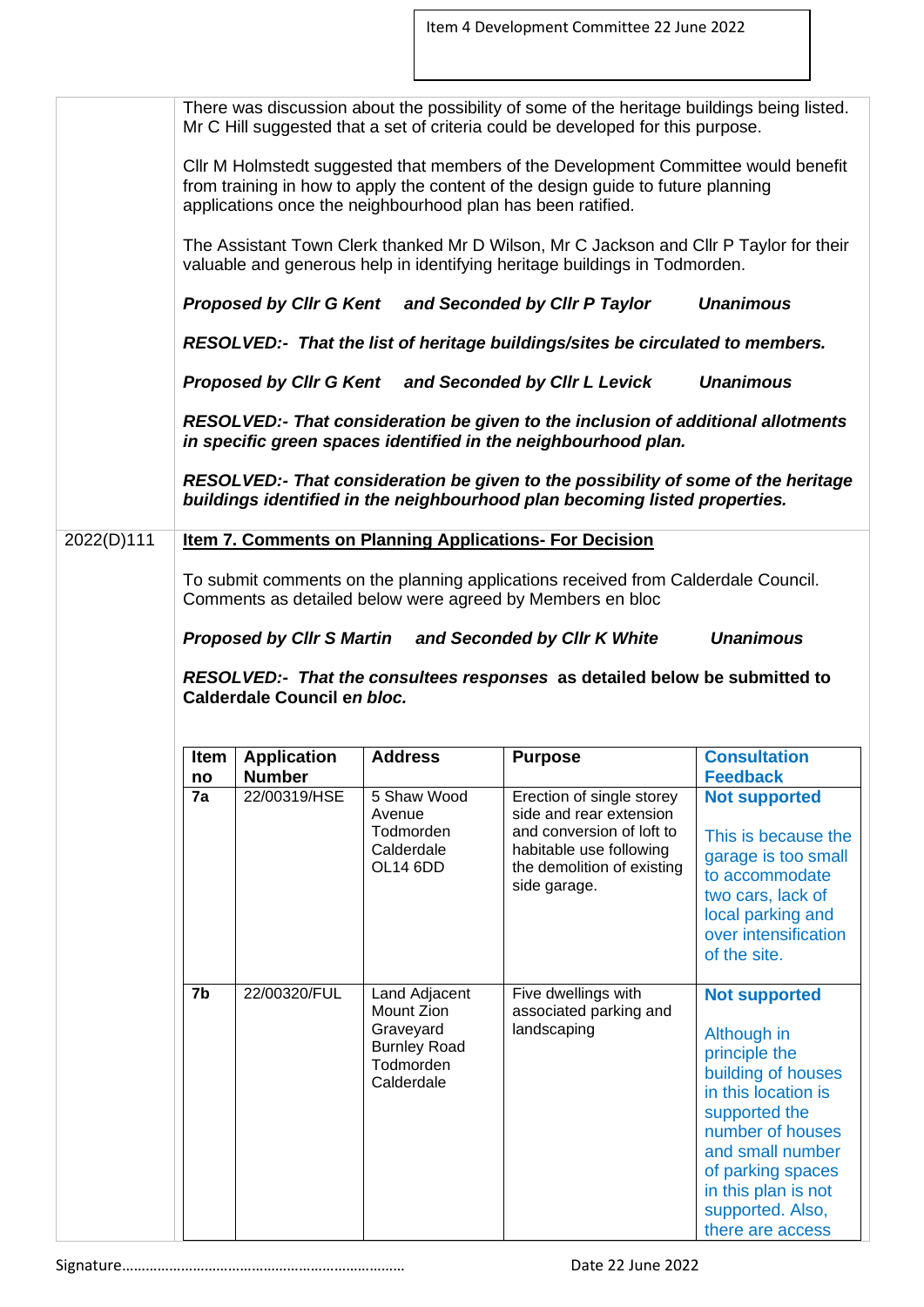There was discussion about the possibility of some of the heritage buildings being listed. Mr C Hill suggested that a set of criteria could be developed for this purpose.

Cllr M Holmstedt suggested that members of the Development Committee would benefit from training in how to apply the content of the design guide to future planning applications once the neighbourhood plan has been ratified.

The Assistant Town Clerk thanked Mr D Wilson, Mr C Jackson and Cllr P Taylor for their valuable and generous help in identifying heritage buildings in Todmorden.

***Proposed by Cllr G Kent and Seconded by Cllr P Taylor Unanimous***

***RESOLVED:- That the list of heritage buildings/sites be circulated to members.***

***Proposed by Cllr G Kent and Seconded by Cllr L Levick Unanimous***

***RESOLVED:- That consideration be given to the inclusion of additional allotments in specific green spaces identified in the neighbourhood plan.***

***RESOLVED:- That consideration be given to the possibility of some of the heritage buildings identified in the neighbourhood plan becoming listed properties.***

2022(D)111 **Item 7. Comments on Planning Applications- For Decision**

To submit comments on the planning applications received from Calderdale Council. Comments as detailed below were agreed by Members en bloc

***Proposed by Cllr S Martin and Seconded by Cllr K White Unanimous***

***RESOLVED:- That the consultees responses* as detailed below be submitted to Calderdale Council e*n bloc.***

| Item no | Application Number | Address | Purpose | Consultation Feedback |
|---|---|---|---|---|
| 7a | 22/00319/HSE | 5 Shaw Wood Avenue Todmorden Calderdale OL14 6DD | Erection of single storey side and rear extension and conversion of loft to habitable use following the demolition of existing side garage. | **Not supported**<br><br>This is because the garage is too small to accommodate two cars, lack of local parking and over intensification of the site. |
| 7b | 22/00320/FUL | Land Adjacent Mount Zion Graveyard Burnley Road Todmorden Calderdale | Five dwellings with associated parking and landscaping | **Not supported**<br><br>Although in principle the building of houses in this location is supported the number of houses and small number of parking spaces in this plan is not supported. Also, there are access |

Signature………………………………………………………………… Date 22 June 2022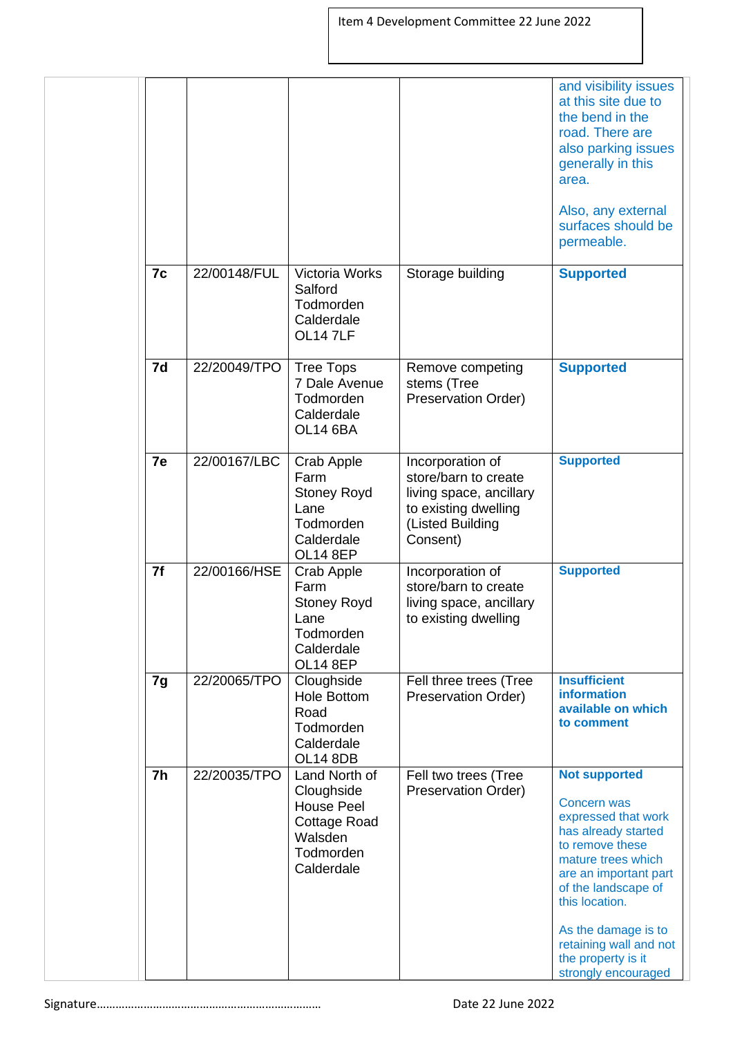Item 4 Development Committee 22 June 2022

| | | | | |
|---|---|---|---|---|
| | | | | and visibility issues at this site due to the bend in the road. There are also parking issues generally in this area.<br><br>Also, any external surfaces should be permeable. |
| **7c** | 22/00148/FUL | Victoria Works Salford Todmorden Calderdale OL14 7LF | Storage building | **Supported** |
| **7d** | 22/20049/TPO | Tree Tops 7 Dale Avenue Todmorden Calderdale OL14 6BA | Remove competing stems (Tree Preservation Order) | **Supported** |
| **7e** | 22/00167/LBC | Crab Apple Farm Stoney Royd Lane Todmorden Calderdale OL14 8EP | Incorporation of store/barn to create living space, ancillary to existing dwelling (Listed Building Consent) | **Supported** |
| **7f** | 22/00166/HSE | Crab Apple Farm Stoney Royd Lane Todmorden Calderdale OL14 8EP | Incorporation of store/barn to create living space, ancillary to existing dwelling | **Supported** |
| **7g** | 22/20065/TPO | Cloughside Hole Bottom Road Todmorden Calderdale OL14 8DB | Fell three trees (Tree Preservation Order) | **Insufficient information available on which to comment** |
| **7h** | 22/20035/TPO | Land North of Cloughside House Peel Cottage Road Walsden Todmorden Calderdale | Fell two trees (Tree Preservation Order) | **Not supported**<br><br>Concern was expressed that work has already started to remove these mature trees which are an important part of the landscape of this location.<br><br>As the damage is to retaining wall and not the property is it strongly encouraged |

Signature……………………………………………………………… Date 22 June 2022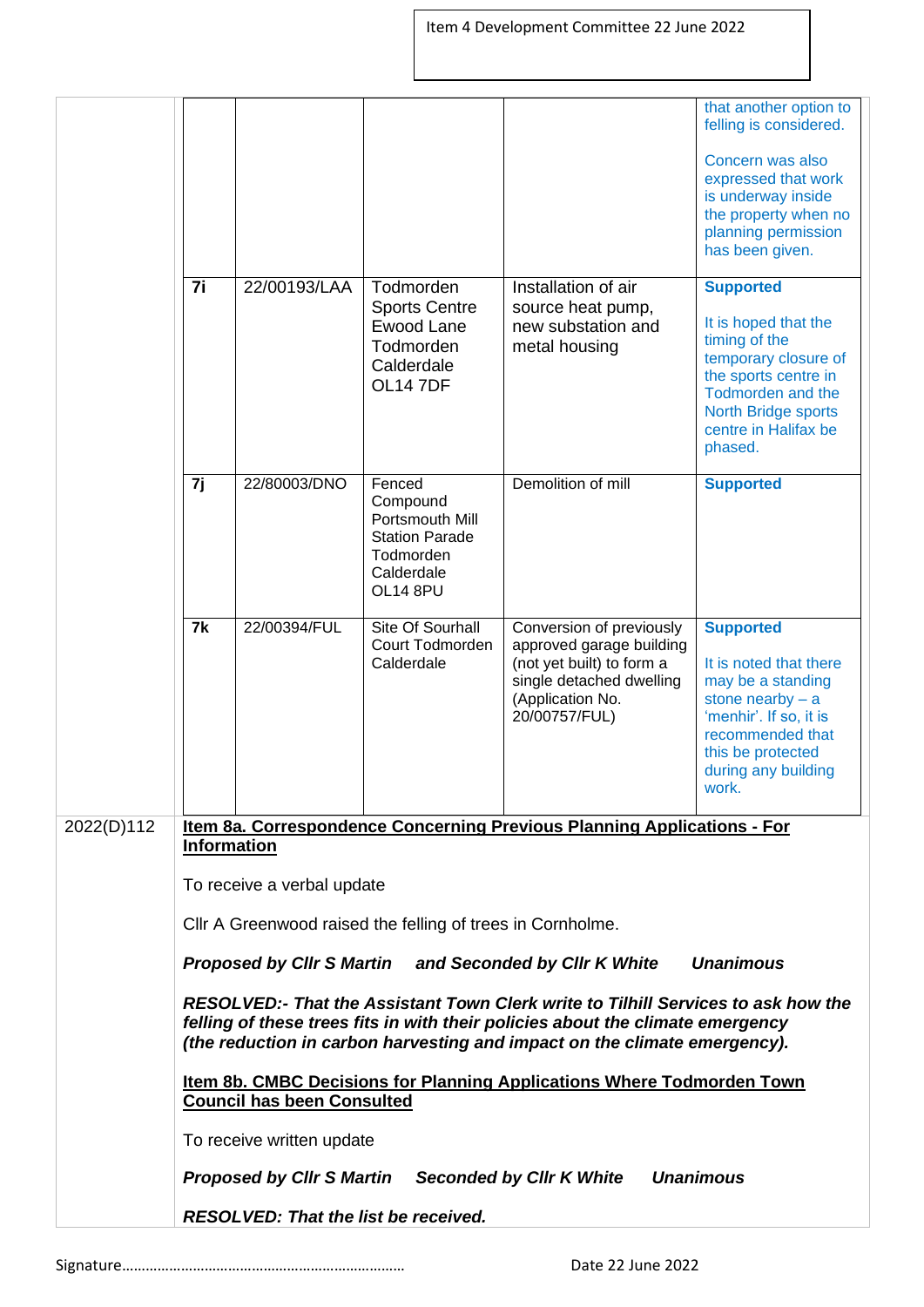| | | | | | |
|---|---|---|---|---|---|
| | | | | | that another option to felling is considered.<br><br>Concern was also expressed that work is underway inside the property when no planning permission has been given. |
| | **7i** | 22/00193/LAA | Todmorden Sports Centre Ewood Lane Todmorden Calderdale OL14 7DF | Installation of air source heat pump, new substation and metal housing | **Supported**<br><br>It is hoped that the timing of the temporary closure of the sports centre in Todmorden and the North Bridge sports centre in Halifax be phased. |
| | **7j** | 22/80003/DNO | Fenced Compound Portsmouth Mill Station Parade Todmorden Calderdale OL14 8PU | Demolition of mill | **Supported** |
| | **7k** | 22/00394/FUL | Site Of Sourhall Court Todmorden Calderdale | Conversion of previously approved garage building (not yet built) to form a single detached dwelling (Application No. 20/00757/FUL) | **Supported**<br><br>It is noted that there may be a standing stone nearby – a 'menhir'. If so, it is recommended that this be protected during any building work. |

2022(D)112

**Item 8a. Correspondence Concerning Previous Planning Applications - For Information**

To receive a verbal update

Cllr A Greenwood raised the felling of trees in Cornholme.

***Proposed by Cllr S Martin and Seconded by Cllr K White Unanimous***

***RESOLVED:- That the Assistant Town Clerk write to Tilhill Services to ask how the felling of these trees fits in with their policies about the climate emergency (the reduction in carbon harvesting and impact on the climate emergency).***

**Item 8b. CMBC Decisions for Planning Applications Where Todmorden Town Council has been Consulted**

To receive written update

***Proposed by Cllr S Martin Seconded by Cllr K White Unanimous***

***RESOLVED: That the list be received.***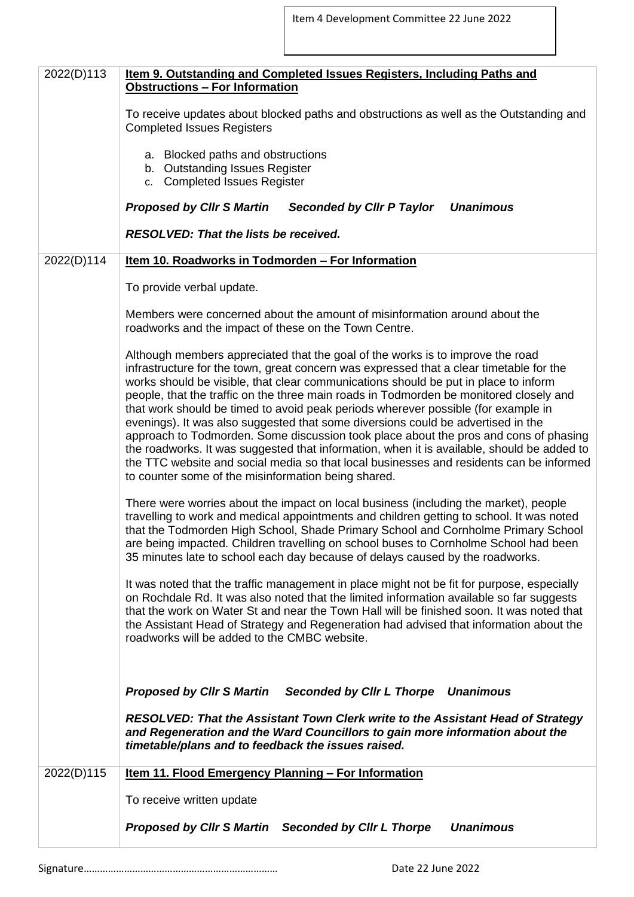| | |
|---|---|
| 2022(D)113 | **Item 9. Outstanding and Completed Issues Registers, Including Paths and Obstructions – For Information**<br><br>To receive updates about blocked paths and obstructions as well as the Outstanding and Completed Issues Registers<br><br>a. Blocked paths and obstructions<br>b. Outstanding Issues Register<br>c. Completed Issues Register<br><br>***Proposed by Cllr S Martin Seconded by Cllr P Taylor Unanimous***<br><br>***RESOLVED: That the lists be received.*** |
| 2022(D)114 | **Item 10. Roadworks in Todmorden – For Information**<br><br>To provide verbal update.<br><br>Members were concerned about the amount of misinformation around about the roadworks and the impact of these on the Town Centre.<br><br>Although members appreciated that the goal of the works is to improve the road infrastructure for the town, great concern was expressed that a clear timetable for the works should be visible, that clear communications should be put in place to inform people, that the traffic on the three main roads in Todmorden be monitored closely and that work should be timed to avoid peak periods wherever possible (for example in evenings). It was also suggested that some diversions could be advertised in the approach to Todmorden. Some discussion took place about the pros and cons of phasing the roadworks. It was suggested that information, when it is available, should be added to the TTC website and social media so that local businesses and residents can be informed to counter some of the misinformation being shared.<br><br>There were worries about the impact on local business (including the market), people travelling to work and medical appointments and children getting to school. It was noted that the Todmorden High School, Shade Primary School and Cornholme Primary School are being impacted. Children travelling on school buses to Cornholme School had been 35 minutes late to school each day because of delays caused by the roadworks.<br><br>It was noted that the traffic management in place might not be fit for purpose, especially on Rochdale Rd. It was also noted that the limited information available so far suggests that the work on Water St and near the Town Hall will be finished soon. It was noted that the Assistant Head of Strategy and Regeneration had advised that information about the roadworks will be added to the CMBC website.<br><br>***Proposed by Cllr S Martin Seconded by Cllr L Thorpe Unanimous***<br><br>***RESOLVED: That the Assistant Town Clerk write to the Assistant Head of Strategy and Regeneration and the Ward Councillors to gain more information about the timetable/plans and to feedback the issues raised.*** |
| 2022(D)115 | **Item 11. Flood Emergency Planning – For Information**<br><br>To receive written update<br><br>***Proposed by Cllr S Martin Seconded by Cllr L Thorpe Unanimous*** |

Signature……………………………………………………………… Date 22 June 2022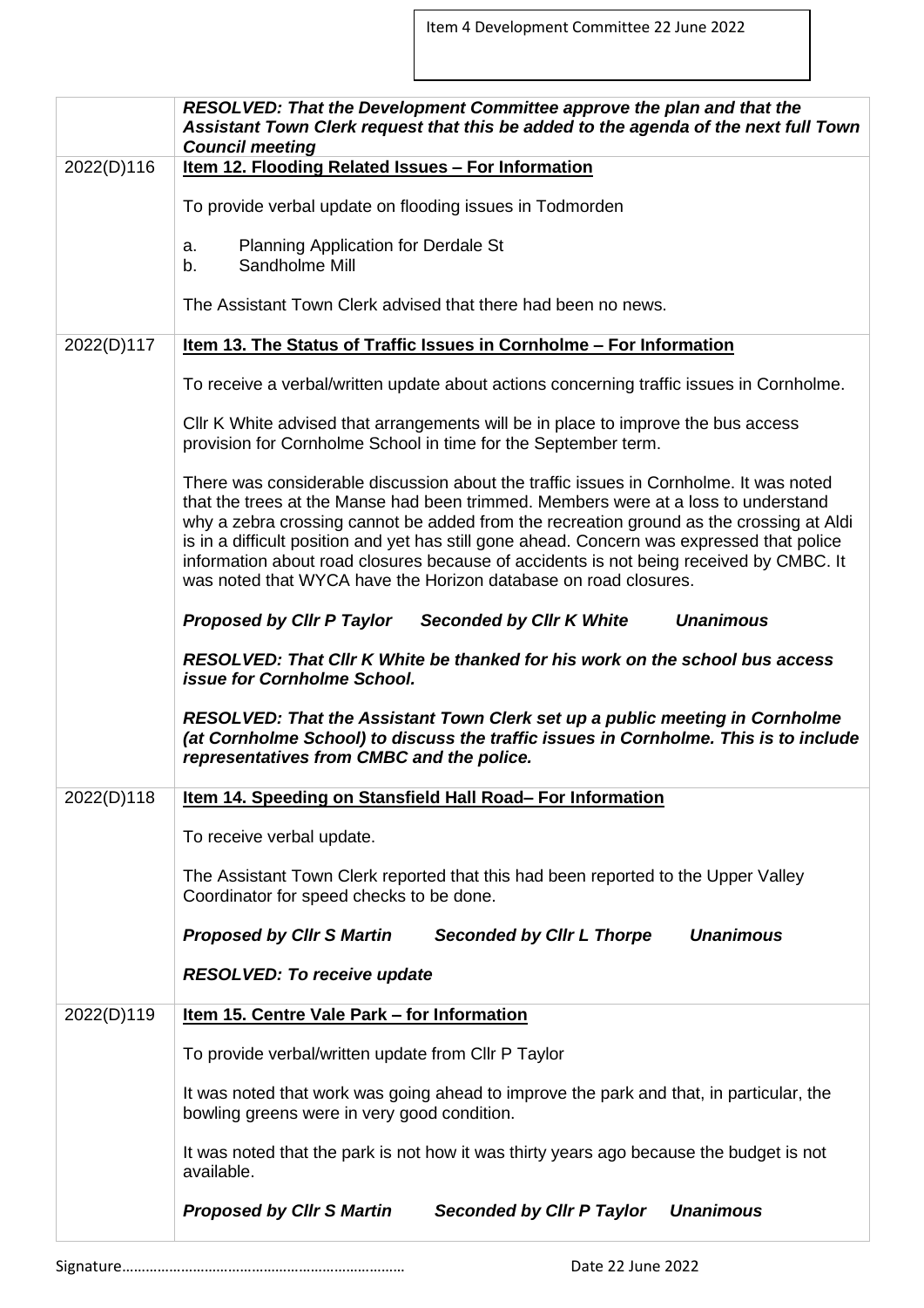Item 4 Development Committee 22 June 2022

| | |
|---|---|
| | ***RESOLVED: That the Development Committee approve the plan and that the Assistant Town Clerk request that this be added to the agenda of the next full Town Council meeting*** |
| 2022(D)116 | **Item 12. Flooding Related Issues – For Information**<br><br>To provide verbal update on flooding issues in Todmorden<br><br>a. Planning Application for Derdale St<br>b. Sandholme Mill<br><br>The Assistant Town Clerk advised that there had been no news. |
| 2022(D)117 | **Item 13. The Status of Traffic Issues in Cornholme – For Information**<br><br>To receive a verbal/written update about actions concerning traffic issues in Cornholme.<br><br>Cllr K White advised that arrangements will be in place to improve the bus access provision for Cornholme School in time for the September term.<br><br>There was considerable discussion about the traffic issues in Cornholme. It was noted that the trees at the Manse had been trimmed. Members were at a loss to understand why a zebra crossing cannot be added from the recreation ground as the crossing at Aldi is in a difficult position and yet has still gone ahead. Concern was expressed that police information about road closures because of accidents is not being received by CMBC. It was noted that WYCA have the Horizon database on road closures.<br><br>***Proposed by Cllr P Taylor Seconded by Cllr K White Unanimous***<br><br>***RESOLVED: That Cllr K White be thanked for his work on the school bus access issue for Cornholme School.***<br><br>***RESOLVED: That the Assistant Town Clerk set up a public meeting in Cornholme (at Cornholme School) to discuss the traffic issues in Cornholme. This is to include representatives from CMBC and the police.*** |
| 2022(D)118 | **Item 14. Speeding on Stansfield Hall Road– For Information**<br><br>To receive verbal update.<br><br>The Assistant Town Clerk reported that this had been reported to the Upper Valley Coordinator for speed checks to be done.<br><br>***Proposed by Cllr S Martin Seconded by Cllr L Thorpe Unanimous***<br><br>***RESOLVED: To receive update*** |
| 2022(D)119 | **Item 15. Centre Vale Park – for Information**<br><br>To provide verbal/written update from Cllr P Taylor<br><br>It was noted that work was going ahead to improve the park and that, in particular, the bowling greens were in very good condition.<br><br>It was noted that the park is not how it was thirty years ago because the budget is not available.<br><br>***Proposed by Cllr S Martin Seconded by Cllr P Taylor Unanimous*** |

Signature…………………………………………………………… Date 22 June 2022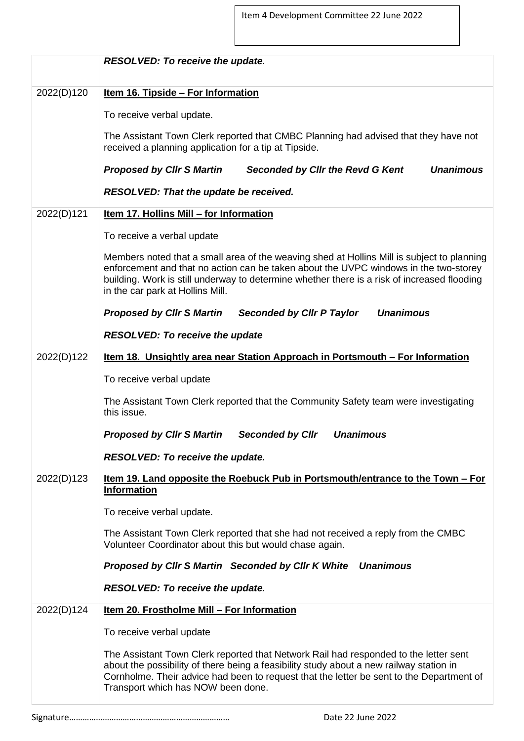Item 4 Development Committee 22 June 2022

| | |
|---|---|
| | ***RESOLVED: To receive the update.*** |
| 2022(D)120 | **<u>Item 16. Tipside – For Information</u>**<br><br>To receive verbal update.<br><br>The Assistant Town Clerk reported that CMBC Planning had advised that they have not received a planning application for a tip at Tipside.<br><br>***Proposed by Cllr S Martin Seconded by Cllr the Revd G Kent Unanimous***<br><br>***RESOLVED: That the update be received.*** |
| 2022(D)121 | **<u>Item 17. Hollins Mill – for Information</u>**<br><br>To receive a verbal update<br><br>Members noted that a small area of the weaving shed at Hollins Mill is subject to planning enforcement and that no action can be taken about the UVPC windows in the two-storey building. Work is still underway to determine whether there is a risk of increased flooding in the car park at Hollins Mill.<br><br>***Proposed by Cllr S Martin Seconded by Cllr P Taylor Unanimous***<br><br>***RESOLVED: To receive the update*** |
| 2022(D)122 | **<u>Item 18. Unsightly area near Station Approach in Portsmouth – For Information</u>**<br><br>To receive verbal update<br><br>The Assistant Town Clerk reported that the Community Safety team were investigating this issue.<br><br>***Proposed by Cllr S Martin Seconded by Cllr Unanimous***<br><br>***RESOLVED: To receive the update.*** |
| 2022(D)123 | **<u>Item 19. Land opposite the Roebuck Pub in Portsmouth/entrance to the Town – For Information</u>**<br><br>To receive verbal update.<br><br>The Assistant Town Clerk reported that she had not received a reply from the CMBC Volunteer Coordinator about this but would chase again.<br><br>***Proposed by Cllr S Martin Seconded by Cllr K White Unanimous***<br><br>***RESOLVED: To receive the update.*** |
| 2022(D)124 | **<u>Item 20. Frostholme Mill – For Information</u>**<br><br>To receive verbal update<br><br>The Assistant Town Clerk reported that Network Rail had responded to the letter sent about the possibility of there being a feasibility study about a new railway station in Cornholme. Their advice had been to request that the letter be sent to the Department of Transport which has NOW been done. |

Signature………………………………………………………………  Date 22 June 2022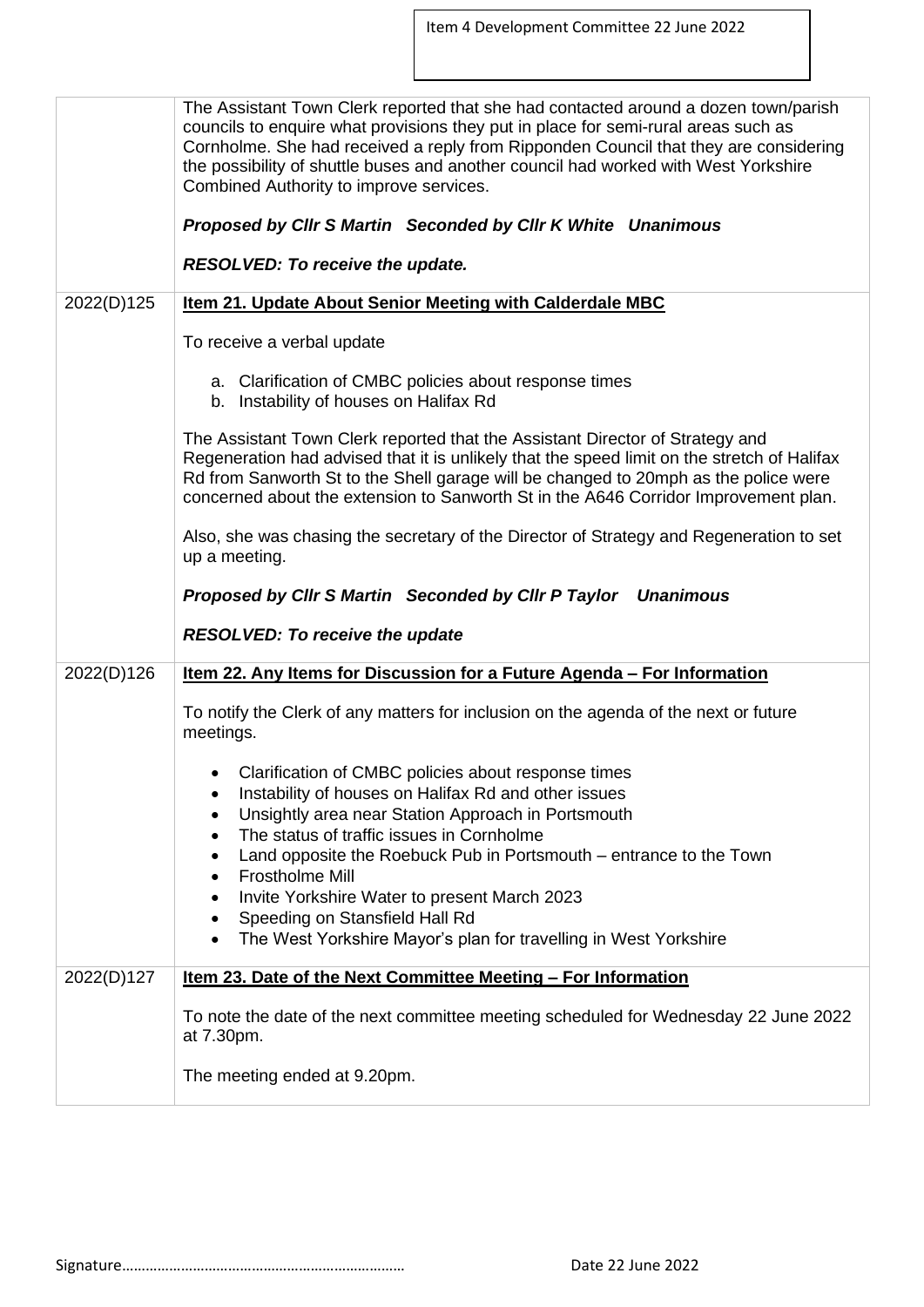Item 4 Development Committee 22 June 2022

| | |
|---|---|
| | The Assistant Town Clerk reported that she had contacted around a dozen town/parish councils to enquire what provisions they put in place for semi-rural areas such as Cornholme. She had received a reply from Ripponden Council that they are considering the possibility of shuttle buses and another council had worked with West Yorkshire Combined Authority to improve services.<br><br>***Proposed by Cllr S Martin Seconded by Cllr K White Unanimous***<br><br>***RESOLVED: To receive the update.*** |
| 2022(D)125 | **Item 21. Update About Senior Meeting with Calderdale MBC**<br><br>To receive a verbal update<br><br>a. Clarification of CMBC policies about response times<br>b. Instability of houses on Halifax Rd<br><br>The Assistant Town Clerk reported that the Assistant Director of Strategy and Regeneration had advised that it is unlikely that the speed limit on the stretch of Halifax Rd from Sanworth St to the Shell garage will be changed to 20mph as the police were concerned about the extension to Sanworth St in the A646 Corridor Improvement plan.<br><br>Also, she was chasing the secretary of the Director of Strategy and Regeneration to set up a meeting.<br><br>***Proposed by Cllr S Martin Seconded by Cllr P Taylor Unanimous***<br><br>***RESOLVED: To receive the update*** |
| 2022(D)126 | **Item 22. Any Items for Discussion for a Future Agenda – For Information**<br><br>To notify the Clerk of any matters for inclusion on the agenda of the next or future meetings.<br><br>• Clarification of CMBC policies about response times<br>• Instability of houses on Halifax Rd and other issues<br>• Unsightly area near Station Approach in Portsmouth<br>• The status of traffic issues in Cornholme<br>• Land opposite the Roebuck Pub in Portsmouth – entrance to the Town<br>• Frostholme Mill<br>• Invite Yorkshire Water to present March 2023<br>• Speeding on Stansfield Hall Rd<br>• The West Yorkshire Mayor's plan for travelling in West Yorkshire |
| 2022(D)127 | **Item 23. Date of the Next Committee Meeting – For Information**<br><br>To note the date of the next committee meeting scheduled for Wednesday 22 June 2022 at 7.30pm.<br><br>The meeting ended at 9.20pm. |

Signature………………………………………………………………… Date 22 June 2022